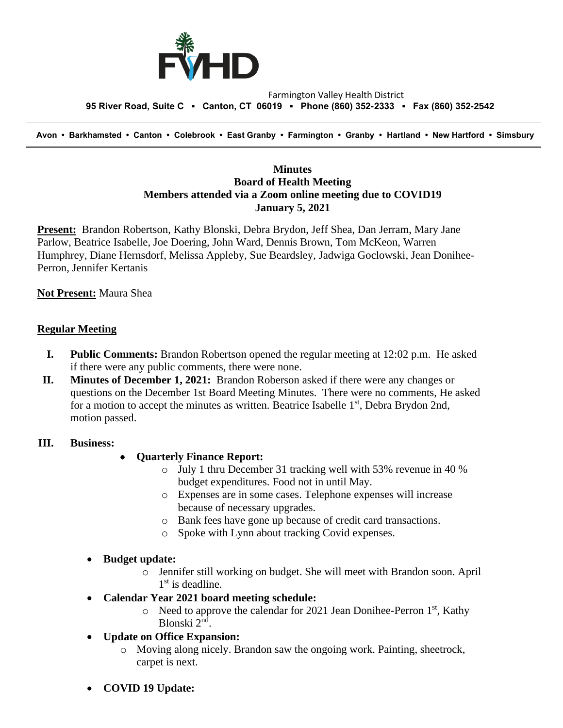Farmington Valley Health District
**95 River Road, Suite C ▪ Canton, CT 06019 ▪ Phone (860) 352-2333 ▪ Fax (860) 352-2542**

**Avon • Barkhamsted • Canton • Colebrook • East Granby • Farmington • Granby • Hartland • New Hartford • Simsbury**

# Minutes
## Board of Health Meeting
## Members attended via a Zoom online meeting due to COVID19
## January 5, 2021

**Present:** Brandon Robertson, Kathy Blonski, Debra Brydon, Jeff Shea, Dan Jerram, Mary Jane Parlow, Beatrice Isabelle, Joe Doering, John Ward, Dennis Brown, Tom McKeon, Warren Humphrey, Diane Hernsdorf, Melissa Appleby, Sue Beardsley, Jadwiga Goclowski, Jean Donihee-Perron, Jennifer Kertanis

**Not Present:** Maura Shea

**Regular Meeting**

I. **Public Comments:** Brandon Robertson opened the regular meeting at 12:02 p.m. He asked if there were any public comments, there were none.

II. **Minutes of December 1, 2021:** Brandon Roberson asked if there were any changes or questions on the December 1st Board Meeting Minutes. There were no comments, He asked for a motion to accept the minutes as written. Beatrice Isabelle 1st, Debra Brydon 2nd, motion passed.

III. **Business:**

- **Quarterly Finance Report:**
  - July 1 thru December 31 tracking well with 53% revenue in 40 % budget expenditures. Food not in until May.
  - Expenses are in some cases. Telephone expenses will increase because of necessary upgrades.
  - Bank fees have gone up because of credit card transactions.
  - Spoke with Lynn about tracking Covid expenses.
- **Budget update:**
  - Jennifer still working on budget. She will meet with Brandon soon. April 1st is deadline.
- **Calendar Year 2021 board meeting schedule:**
  - Need to approve the calendar for 2021 Jean Donihee-Perron 1st, Kathy Blonski 2nd.
- **Update on Office Expansion:**
  - Moving along nicely. Brandon saw the ongoing work. Painting, sheetrock, carpet is next.
- **COVID 19 Update:**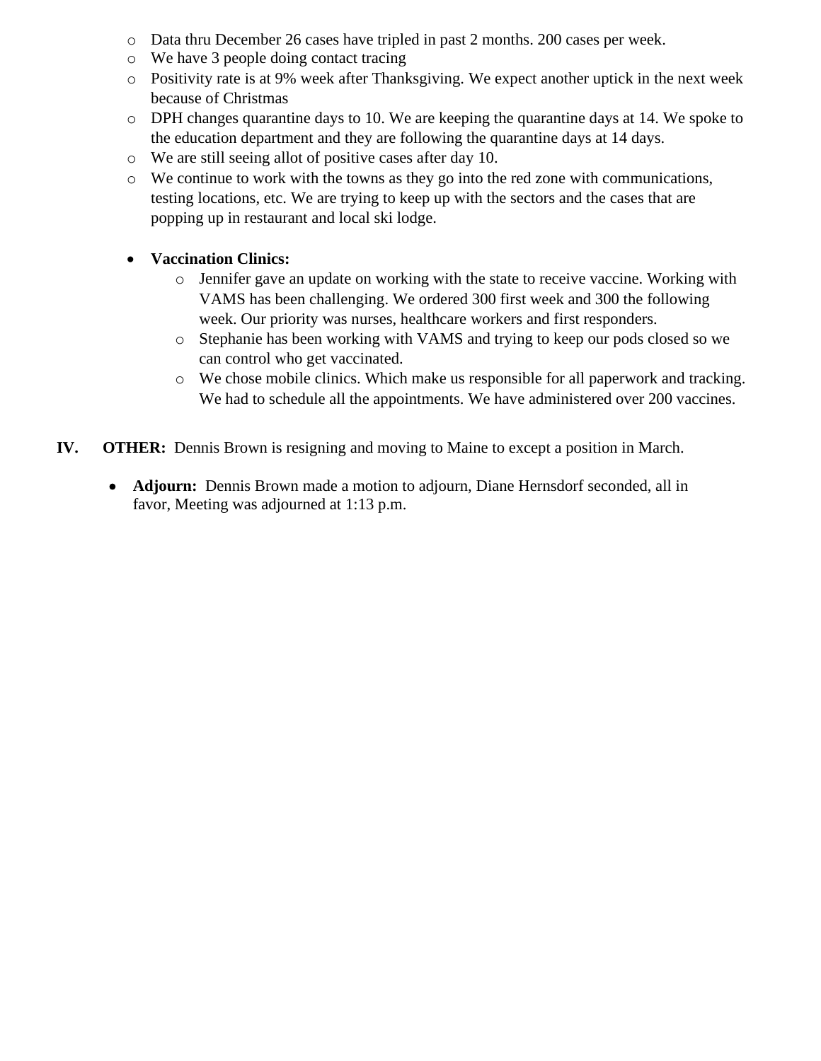- Data thru December 26 cases have tripled in past 2 months. 200 cases per week.
- We have 3 people doing contact tracing
- Positivity rate is at 9% week after Thanksgiving. We expect another uptick in the next week because of Christmas
- DPH changes quarantine days to 10. We are keeping the quarantine days at 14. We spoke to the education department and they are following the quarantine days at 14 days.
- We are still seeing allot of positive cases after day 10.
- We continue to work with the towns as they go into the red zone with communications, testing locations, etc. We are trying to keep up with the sectors and the cases that are popping up in restaurant and local ski lodge.

- **Vaccination Clinics:**
  - Jennifer gave an update on working with the state to receive vaccine. Working with VAMS has been challenging. We ordered 300 first week and 300 the following week. Our priority was nurses, healthcare workers and first responders.
  - Stephanie has been working with VAMS and trying to keep our pods closed so we can control who get vaccinated.
  - We chose mobile clinics. Which make us responsible for all paperwork and tracking. We had to schedule all the appointments. We have administered over 200 vaccines.

**IV. OTHER:** Dennis Brown is resigning and moving to Maine to except a position in March.

- **Adjourn:** Dennis Brown made a motion to adjourn, Diane Hernsdorf seconded, all in favor, Meeting was adjourned at 1:13 p.m.